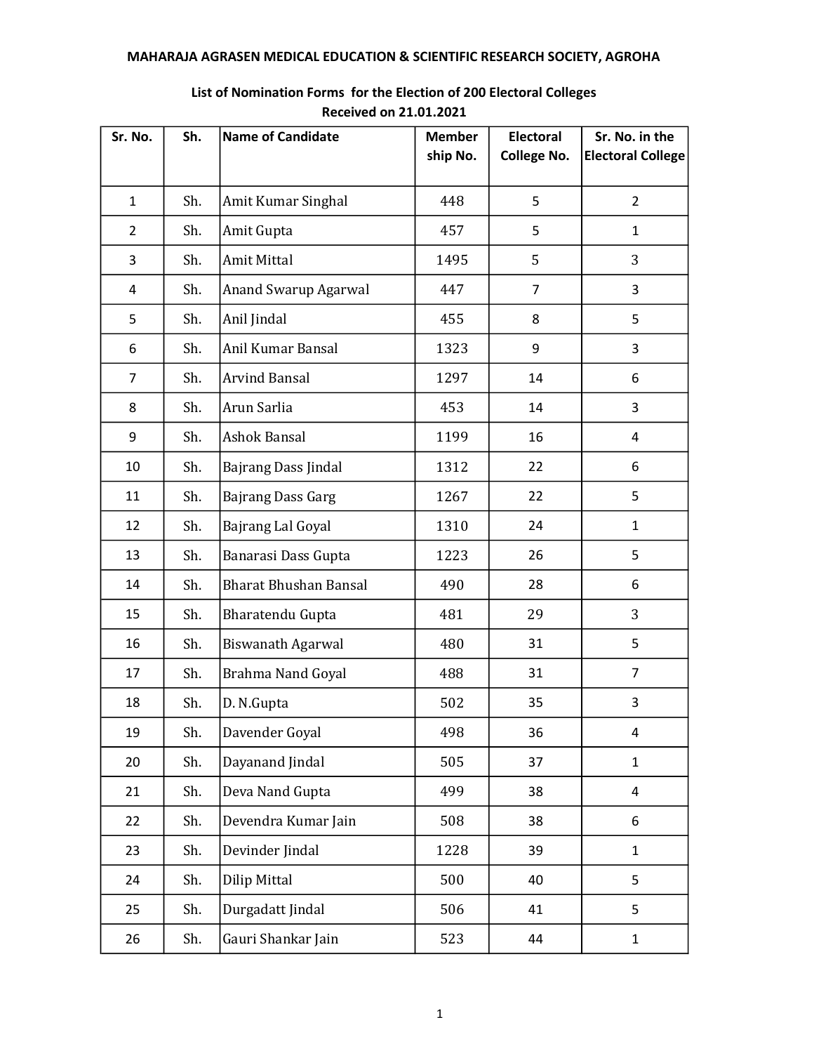# MAHARAJA AGRASEN MEDICAL EDUCATION & SCIENTIFIC RESEARCH SOCIETY, AGROHA

## List of Nomination Forms for the Election of 200 Electoral Colleges Received on 21.01.2021

| Sr. No. | Sh. | Name of Candidate | Member ship No. | Electoral College No. | Sr. No. in the Electoral College |
|---|---|---|---|---|---|
| 1 | Sh. | Amit Kumar Singhal | 448 | 5 | 2 |
| 2 | Sh. | Amit Gupta | 457 | 5 | 1 |
| 3 | Sh. | Amit Mittal | 1495 | 5 | 3 |
| 4 | Sh. | Anand Swarup Agarwal | 447 | 7 | 3 |
| 5 | Sh. | Anil Jindal | 455 | 8 | 5 |
| 6 | Sh. | Anil Kumar Bansal | 1323 | 9 | 3 |
| 7 | Sh. | Arvind Bansal | 1297 | 14 | 6 |
| 8 | Sh. | Arun Sarlia | 453 | 14 | 3 |
| 9 | Sh. | Ashok Bansal | 1199 | 16 | 4 |
| 10 | Sh. | Bajrang Dass Jindal | 1312 | 22 | 6 |
| 11 | Sh. | Bajrang Dass Garg | 1267 | 22 | 5 |
| 12 | Sh. | Bajrang Lal Goyal | 1310 | 24 | 1 |
| 13 | Sh. | Banarasi Dass Gupta | 1223 | 26 | 5 |
| 14 | Sh. | Bharat Bhushan Bansal | 490 | 28 | 6 |
| 15 | Sh. | Bharatendu Gupta | 481 | 29 | 3 |
| 16 | Sh. | Biswanath Agarwal | 480 | 31 | 5 |
| 17 | Sh. | Brahma Nand Goyal | 488 | 31 | 7 |
| 18 | Sh. | D. N.Gupta | 502 | 35 | 3 |
| 19 | Sh. | Davender Goyal | 498 | 36 | 4 |
| 20 | Sh. | Dayanand Jindal | 505 | 37 | 1 |
| 21 | Sh. | Deva Nand Gupta | 499 | 38 | 4 |
| 22 | Sh. | Devendra Kumar Jain | 508 | 38 | 6 |
| 23 | Sh. | Devinder Jindal | 1228 | 39 | 1 |
| 24 | Sh. | Dilip Mittal | 500 | 40 | 5 |
| 25 | Sh. | Durgadatt Jindal | 506 | 41 | 5 |
| 26 | Sh. | Gauri Shankar Jain | 523 | 44 | 1 |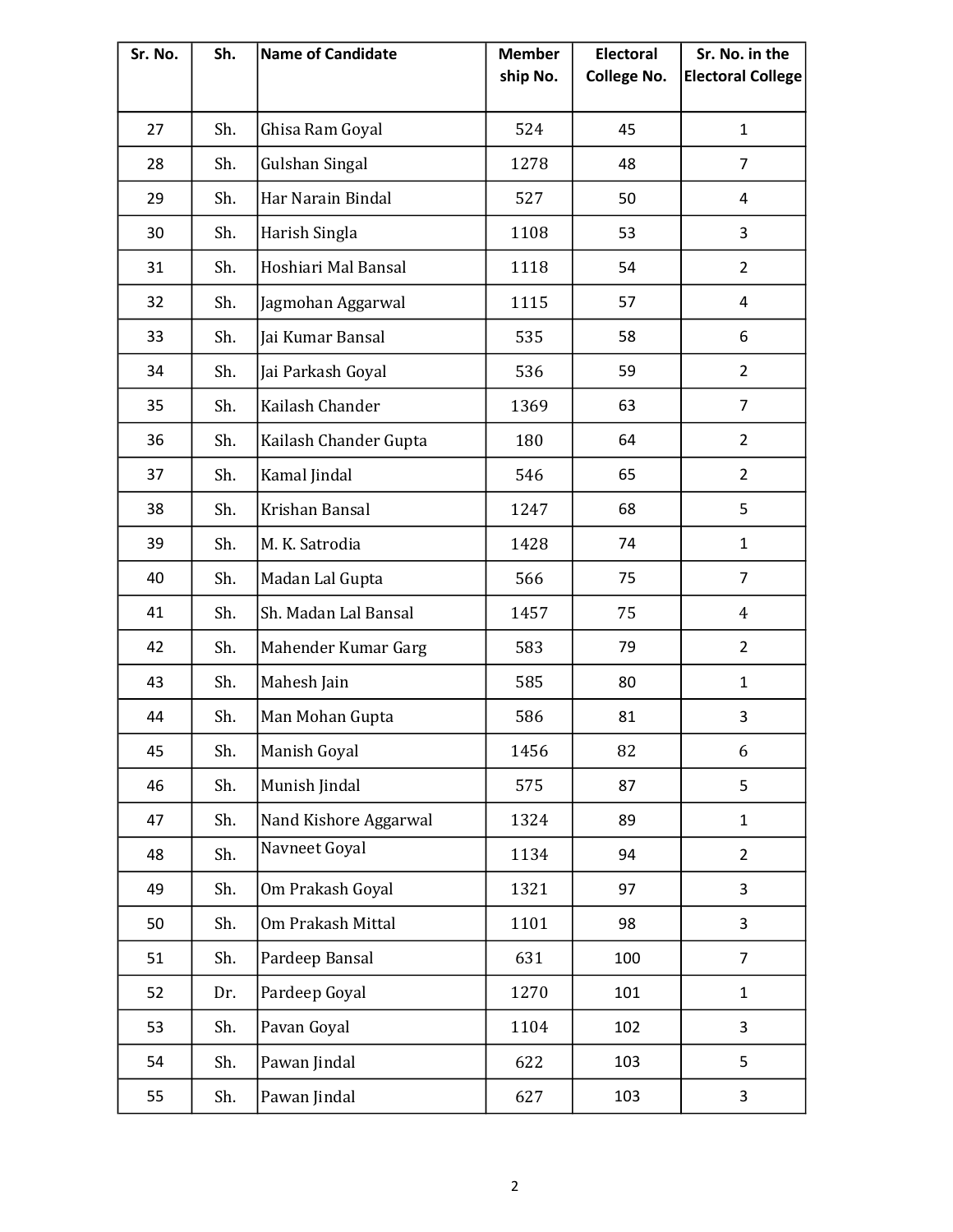| Sr. No. | Sh. | Name of Candidate | Member ship No. | Electoral College No. | Sr. No. in the Electoral College |
|---|---|---|---|---|---|
| 27 | Sh. | Ghisa Ram Goyal | 524 | 45 | 1 |
| 28 | Sh. | Gulshan Singal | 1278 | 48 | 7 |
| 29 | Sh. | Har Narain Bindal | 527 | 50 | 4 |
| 30 | Sh. | Harish Singla | 1108 | 53 | 3 |
| 31 | Sh. | Hoshiari Mal Bansal | 1118 | 54 | 2 |
| 32 | Sh. | Jagmohan Aggarwal | 1115 | 57 | 4 |
| 33 | Sh. | Jai Kumar Bansal | 535 | 58 | 6 |
| 34 | Sh. | Jai Parkash Goyal | 536 | 59 | 2 |
| 35 | Sh. | Kailash Chander | 1369 | 63 | 7 |
| 36 | Sh. | Kailash Chander Gupta | 180 | 64 | 2 |
| 37 | Sh. | Kamal Jindal | 546 | 65 | 2 |
| 38 | Sh. | Krishan Bansal | 1247 | 68 | 5 |
| 39 | Sh. | M. K. Satrodia | 1428 | 74 | 1 |
| 40 | Sh. | Madan Lal Gupta | 566 | 75 | 7 |
| 41 | Sh. | Sh. Madan Lal Bansal | 1457 | 75 | 4 |
| 42 | Sh. | Mahender Kumar Garg | 583 | 79 | 2 |
| 43 | Sh. | Mahesh Jain | 585 | 80 | 1 |
| 44 | Sh. | Man Mohan Gupta | 586 | 81 | 3 |
| 45 | Sh. | Manish Goyal | 1456 | 82 | 6 |
| 46 | Sh. | Munish Jindal | 575 | 87 | 5 |
| 47 | Sh. | Nand Kishore Aggarwal | 1324 | 89 | 1 |
| 48 | Sh. | Navneet Goyal | 1134 | 94 | 2 |
| 49 | Sh. | Om Prakash Goyal | 1321 | 97 | 3 |
| 50 | Sh. | Om Prakash Mittal | 1101 | 98 | 3 |
| 51 | Sh. | Pardeep Bansal | 631 | 100 | 7 |
| 52 | Dr. | Pardeep Goyal | 1270 | 101 | 1 |
| 53 | Sh. | Pavan Goyal | 1104 | 102 | 3 |
| 54 | Sh. | Pawan Jindal | 622 | 103 | 5 |
| 55 | Sh. | Pawan Jindal | 627 | 103 | 3 |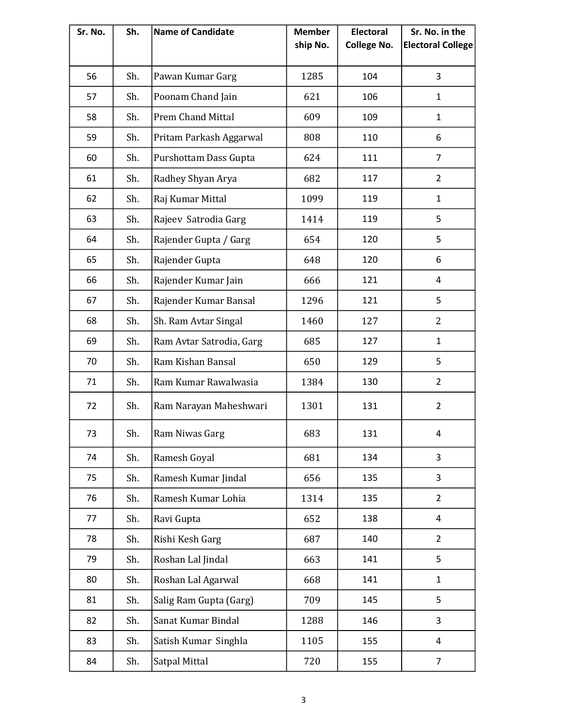| Sr. No. | Sh. | Name of Candidate | Member ship No. | Electoral College No. | Sr. No. in the Electoral College |
|---|---|---|---|---|---|
| 56 | Sh. | Pawan Kumar Garg | 1285 | 104 | 3 |
| 57 | Sh. | Poonam Chand Jain | 621 | 106 | 1 |
| 58 | Sh. | Prem Chand Mittal | 609 | 109 | 1 |
| 59 | Sh. | Pritam Parkash Aggarwal | 808 | 110 | 6 |
| 60 | Sh. | Purshottam Dass Gupta | 624 | 111 | 7 |
| 61 | Sh. | Radhey Shyan Arya | 682 | 117 | 2 |
| 62 | Sh. | Raj Kumar Mittal | 1099 | 119 | 1 |
| 63 | Sh. | Rajeev  Satrodia Garg | 1414 | 119 | 5 |
| 64 | Sh. | Rajender Gupta / Garg | 654 | 120 | 5 |
| 65 | Sh. | Rajender Gupta | 648 | 120 | 6 |
| 66 | Sh. | Rajender Kumar Jain | 666 | 121 | 4 |
| 67 | Sh. | Rajender Kumar Bansal | 1296 | 121 | 5 |
| 68 | Sh. | Sh. Ram Avtar Singal | 1460 | 127 | 2 |
| 69 | Sh. | Ram Avtar Satrodia, Garg | 685 | 127 | 1 |
| 70 | Sh. | Ram Kishan Bansal | 650 | 129 | 5 |
| 71 | Sh. | Ram Kumar Rawalwasia | 1384 | 130 | 2 |
| 72 | Sh. | Ram Narayan Maheshwari | 1301 | 131 | 2 |
| 73 | Sh. | Ram Niwas Garg | 683 | 131 | 4 |
| 74 | Sh. | Ramesh Goyal | 681 | 134 | 3 |
| 75 | Sh. | Ramesh Kumar Jindal | 656 | 135 | 3 |
| 76 | Sh. | Ramesh Kumar Lohia | 1314 | 135 | 2 |
| 77 | Sh. | Ravi Gupta | 652 | 138 | 4 |
| 78 | Sh. | Rishi Kesh Garg | 687 | 140 | 2 |
| 79 | Sh. | Roshan Lal Jindal | 663 | 141 | 5 |
| 80 | Sh. | Roshan Lal Agarwal | 668 | 141 | 1 |
| 81 | Sh. | Salig Ram Gupta (Garg) | 709 | 145 | 5 |
| 82 | Sh. | Sanat Kumar Bindal | 1288 | 146 | 3 |
| 83 | Sh. | Satish Kumar  Singhla | 1105 | 155 | 4 |
| 84 | Sh. | Satpal Mittal | 720 | 155 | 7 |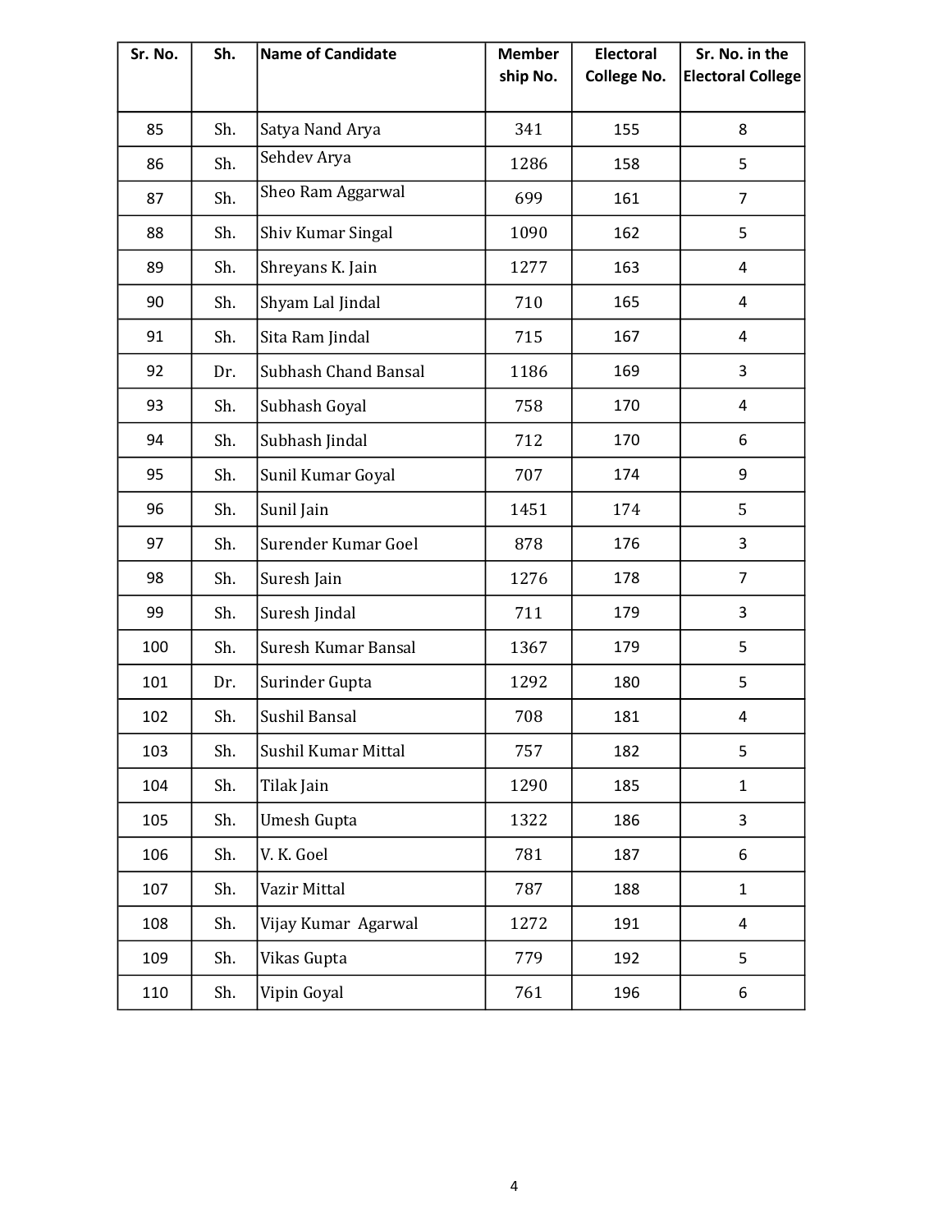| Sr. No. | Sh. | Name of Candidate | Member ship No. | Electoral College No. | Sr. No. in the Electoral College |
|---|---|---|---|---|---|
| 85 | Sh. | Satya Nand Arya | 341 | 155 | 8 |
| 86 | Sh. | Sehdev Arya | 1286 | 158 | 5 |
| 87 | Sh. | Sheo Ram Aggarwal | 699 | 161 | 7 |
| 88 | Sh. | Shiv Kumar Singal | 1090 | 162 | 5 |
| 89 | Sh. | Shreyans K. Jain | 1277 | 163 | 4 |
| 90 | Sh. | Shyam Lal Jindal | 710 | 165 | 4 |
| 91 | Sh. | Sita Ram Jindal | 715 | 167 | 4 |
| 92 | Dr. | Subhash Chand Bansal | 1186 | 169 | 3 |
| 93 | Sh. | Subhash Goyal | 758 | 170 | 4 |
| 94 | Sh. | Subhash Jindal | 712 | 170 | 6 |
| 95 | Sh. | Sunil Kumar Goyal | 707 | 174 | 9 |
| 96 | Sh. | Sunil Jain | 1451 | 174 | 5 |
| 97 | Sh. | Surender Kumar Goel | 878 | 176 | 3 |
| 98 | Sh. | Suresh Jain | 1276 | 178 | 7 |
| 99 | Sh. | Suresh Jindal | 711 | 179 | 3 |
| 100 | Sh. | Suresh Kumar Bansal | 1367 | 179 | 5 |
| 101 | Dr. | Surinder Gupta | 1292 | 180 | 5 |
| 102 | Sh. | Sushil Bansal | 708 | 181 | 4 |
| 103 | Sh. | Sushil Kumar Mittal | 757 | 182 | 5 |
| 104 | Sh. | Tilak Jain | 1290 | 185 | 1 |
| 105 | Sh. | Umesh Gupta | 1322 | 186 | 3 |
| 106 | Sh. | V. K. Goel | 781 | 187 | 6 |
| 107 | Sh. | Vazir Mittal | 787 | 188 | 1 |
| 108 | Sh. | Vijay Kumar Agarwal | 1272 | 191 | 4 |
| 109 | Sh. | Vikas Gupta | 779 | 192 | 5 |
| 110 | Sh. | Vipin Goyal | 761 | 196 | 6 |